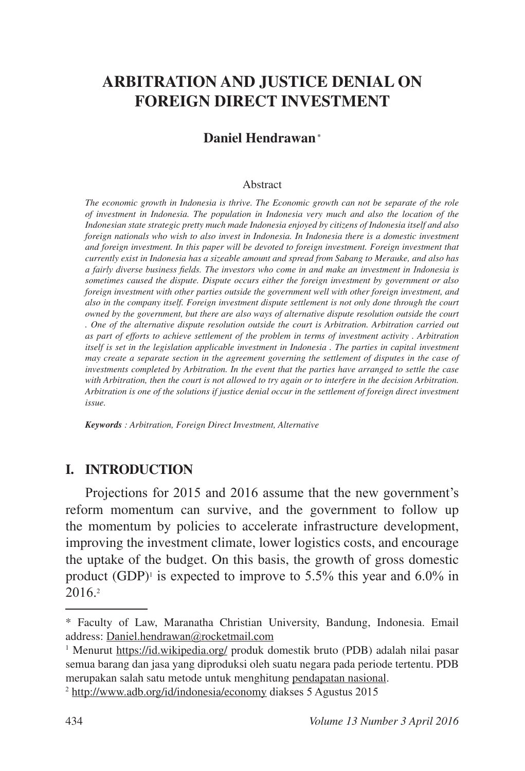# ARBITRATION AND JUSTICE DENIAL ON FOREIGN DIRECT INVESTMENT

**Daniel Hendrawan** *

Abstract

*The economic growth in Indonesia is thrive. The Economic growth can not be separate of the role of investment in Indonesia. The population in Indonesia very much and also the location of the Indonesian state strategic pretty much made Indonesia enjoyed by citizens of Indonesia itself and also foreign nationals who wish to also invest in Indonesia. In Indonesia there is a domestic investment and foreign investment. In this paper will be devoted to foreign investment. Foreign investment that currently exist in Indonesia has a sizeable amount and spread from Sabang to Merauke, and also has a fairly diverse business fields. The investors who come in and make an investment in Indonesia is sometimes caused the dispute. Dispute occurs either the foreign investment by government or also foreign investment with other parties outside the government well with other foreign investment, and also in the company itself. Foreign investment dispute settlement is not only done through the court owned by the government, but there are also ways of alternative dispute resolution outside the court . One of the alternative dispute resolution outside the court is Arbitration. Arbitration carried out as part of efforts to achieve settlement of the problem in terms of investment activity . Arbitration itself is set in the legislation applicable investment in Indonesia . The parties in capital investment may create a separate section in the agreement governing the settlement of disputes in the case of investments completed by Arbitration. In the event that the parties have arranged to settle the case with Arbitration, then the court is not allowed to try again or to interfere in the decision Arbitration. Arbitration is one of the solutions if justice denial occur in the settlement of foreign direct investment issue.*

***Keywords** : Arbitration, Foreign Direct Investment, Alternative*

## I. INTRODUCTION

Projections for 2015 and 2016 assume that the new government's reform momentum can survive, and the government to follow up the momentum by policies to accelerate infrastructure development, improving the investment climate, lower logistics costs, and encourage the uptake of the budget. On this basis, the growth of gross domestic product (GDP)[1] is expected to improve to 5.5% this year and 6.0% in 2016.[2]

---

\* Faculty of Law, Maranatha Christian University, Bandung, Indonesia. Email address: Daniel.hendrawan@rocketmail.com

[1] Menurut https://id.wikipedia.org/ produk domestik bruto (PDB) adalah nilai pasar semua barang dan jasa yang diproduksi oleh suatu negara pada periode tertentu. PDB merupakan salah satu metode untuk menghitung pendapatan nasional.

[2] http://www.adb.org/id/indonesia/economy diakses 5 Agustus 2015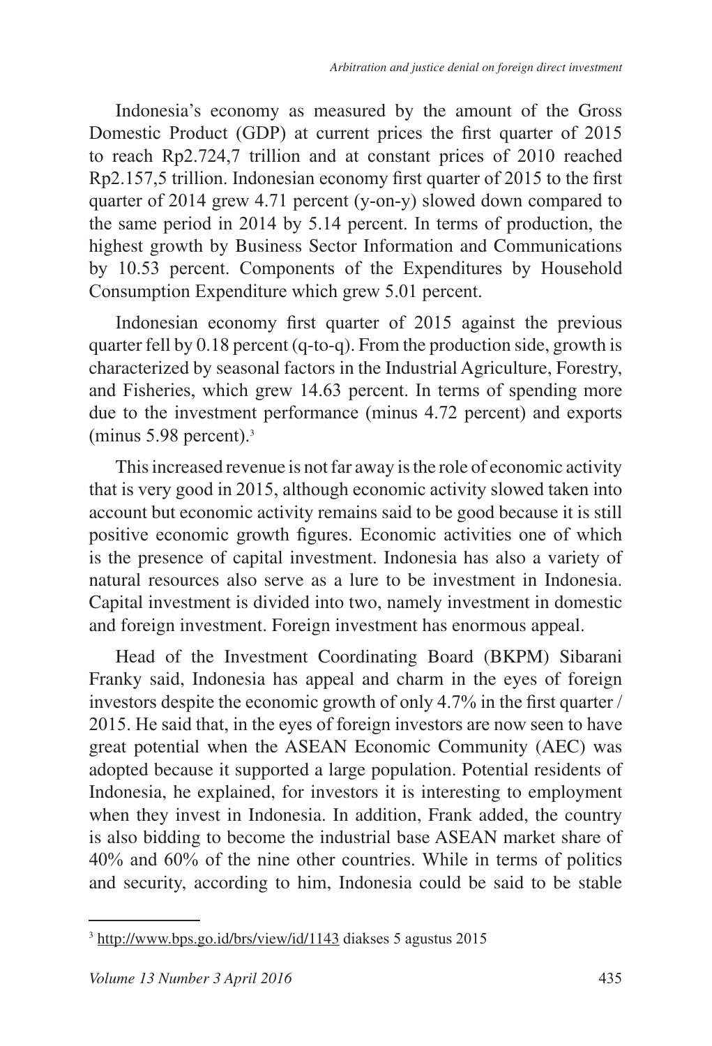Indonesia's economy as measured by the amount of the Gross Domestic Product (GDP) at current prices the first quarter of 2015 to reach Rp2.724,7 trillion and at constant prices of 2010 reached Rp2.157,5 trillion. Indonesian economy first quarter of 2015 to the first quarter of 2014 grew 4.71 percent (y-on-y) slowed down compared to the same period in 2014 by 5.14 percent. In terms of production, the highest growth by Business Sector Information and Communications by 10.53 percent. Components of the Expenditures by Household Consumption Expenditure which grew 5.01 percent.

Indonesian economy first quarter of 2015 against the previous quarter fell by 0.18 percent (q-to-q). From the production side, growth is characterized by seasonal factors in the Industrial Agriculture, Forestry, and Fisheries, which grew 14.63 percent. In terms of spending more due to the investment performance (minus 4.72 percent) and exports (minus 5.98 percent).[3]

This increased revenue is not far away is the role of economic activity that is very good in 2015, although economic activity slowed taken into account but economic activity remains said to be good because it is still positive economic growth figures. Economic activities one of which is the presence of capital investment. Indonesia has also a variety of natural resources also serve as a lure to be investment in Indonesia. Capital investment is divided into two, namely investment in domestic and foreign investment. Foreign investment has enormous appeal.

Head of the Investment Coordinating Board (BKPM) Sibarani Franky said, Indonesia has appeal and charm in the eyes of foreign investors despite the economic growth of only 4.7% in the first quarter / 2015. He said that, in the eyes of foreign investors are now seen to have great potential when the ASEAN Economic Community (AEC) was adopted because it supported a large population. Potential residents of Indonesia, he explained, for investors it is interesting to employment when they invest in Indonesia. In addition, Frank added, the country is also bidding to become the industrial base ASEAN market share of 40% and 60% of the nine other countries. While in terms of politics and security, according to him, Indonesia could be said to be stable

---

[3] http://www.bps.go.id/brs/view/id/1143 diakses 5 agustus 2015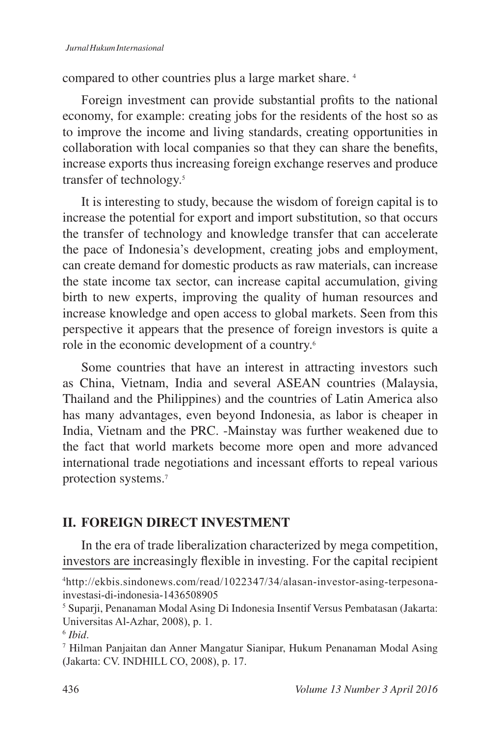compared to other countries plus a large market share. [4]

Foreign investment can provide substantial profits to the national economy, for example: creating jobs for the residents of the host so as to improve the income and living standards, creating opportunities in collaboration with local companies so that they can share the benefits, increase exports thus increasing foreign exchange reserves and produce transfer of technology.[5]

It is interesting to study, because the wisdom of foreign capital is to increase the potential for export and import substitution, so that occurs the transfer of technology and knowledge transfer that can accelerate the pace of Indonesia's development, creating jobs and employment, can create demand for domestic products as raw materials, can increase the state income tax sector, can increase capital accumulation, giving birth to new experts, improving the quality of human resources and increase knowledge and open access to global markets. Seen from this perspective it appears that the presence of foreign investors is quite a role in the economic development of a country.[6]

Some countries that have an interest in attracting investors such as China, Vietnam, India and several ASEAN countries (Malaysia, Thailand and the Philippines) and the countries of Latin America also has many advantages, even beyond Indonesia, as labor is cheaper in India, Vietnam and the PRC. -Mainstay was further weakened due to the fact that world markets become more open and more advanced international trade negotiations and incessant efforts to repeal various protection systems.[7]

## II. FOREIGN DIRECT INVESTMENT

In the era of trade liberalization characterized by mega competition, investors are increasingly flexible in investing. For the capital recipient

---

[4] http://ekbis.sindonews.com/read/1022347/34/alasan-investor-asing-terpesona-investasi-di-indonesia-1436508905

[5] Suparji, Penanaman Modal Asing Di Indonesia Insentif Versus Pembatasan (Jakarta: Universitas Al-Azhar, 2008), p. 1.

[6] *Ibid*.

[7] Hilman Panjaitan dan Anner Mangatur Sianipar, Hukum Penanaman Modal Asing (Jakarta: CV. INDHILL CO, 2008), p. 17.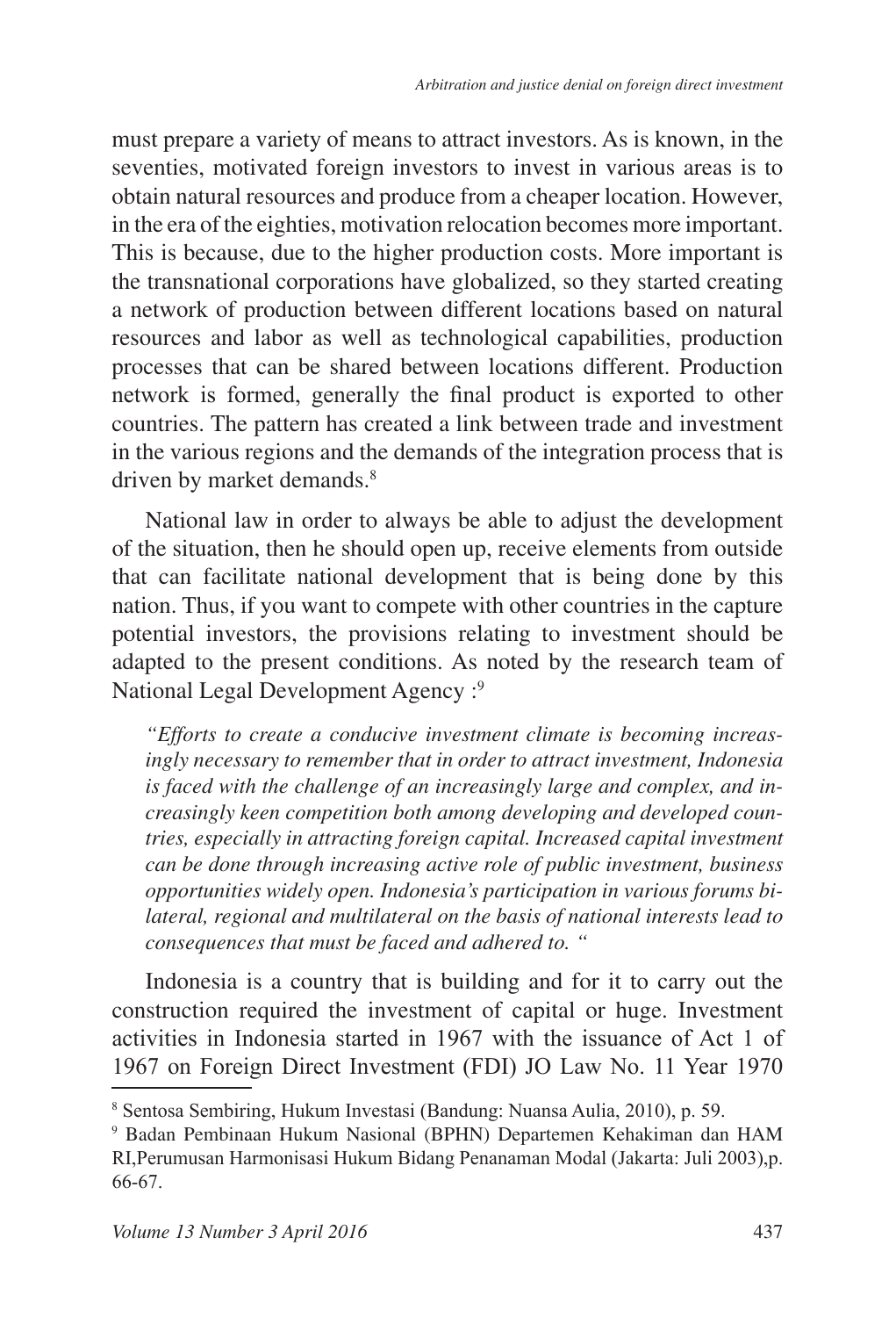must prepare a variety of means to attract investors. As is known, in the seventies, motivated foreign investors to invest in various areas is to obtain natural resources and produce from a cheaper location. However, in the era of the eighties, motivation relocation becomes more important. This is because, due to the higher production costs. More important is the transnational corporations have globalized, so they started creating a network of production between different locations based on natural resources and labor as well as technological capabilities, production processes that can be shared between locations different. Production network is formed, generally the final product is exported to other countries. The pattern has created a link between trade and investment in the various regions and the demands of the integration process that is driven by market demands.[8]

National law in order to always be able to adjust the development of the situation, then he should open up, receive elements from outside that can facilitate national development that is being done by this nation. Thus, if you want to compete with other countries in the capture potential investors, the provisions relating to investment should be adapted to the present conditions. As noted by the research team of National Legal Development Agency :[9]

> *"Efforts to create a conducive investment climate is becoming increasingly necessary to remember that in order to attract investment, Indonesia is faced with the challenge of an increasingly large and complex, and increasingly keen competition both among developing and developed countries, especially in attracting foreign capital. Increased capital investment can be done through increasing active role of public investment, business opportunities widely open. Indonesia's participation in various forums bilateral, regional and multilateral on the basis of national interests lead to consequences that must be faced and adhered to. "*

Indonesia is a country that is building and for it to carry out the construction required the investment of capital or huge. Investment activities in Indonesia started in 1967 with the issuance of Act 1 of 1967 on Foreign Direct Investment (FDI) JO Law No. 11 Year 1970

---

[8] Sentosa Sembiring, Hukum Investasi (Bandung: Nuansa Aulia, 2010), p. 59.

[9] Badan Pembinaan Hukum Nasional (BPHN) Departemen Kehakiman dan HAM RI,Perumusan Harmonisasi Hukum Bidang Penanaman Modal (Jakarta: Juli 2003),p. 66-67.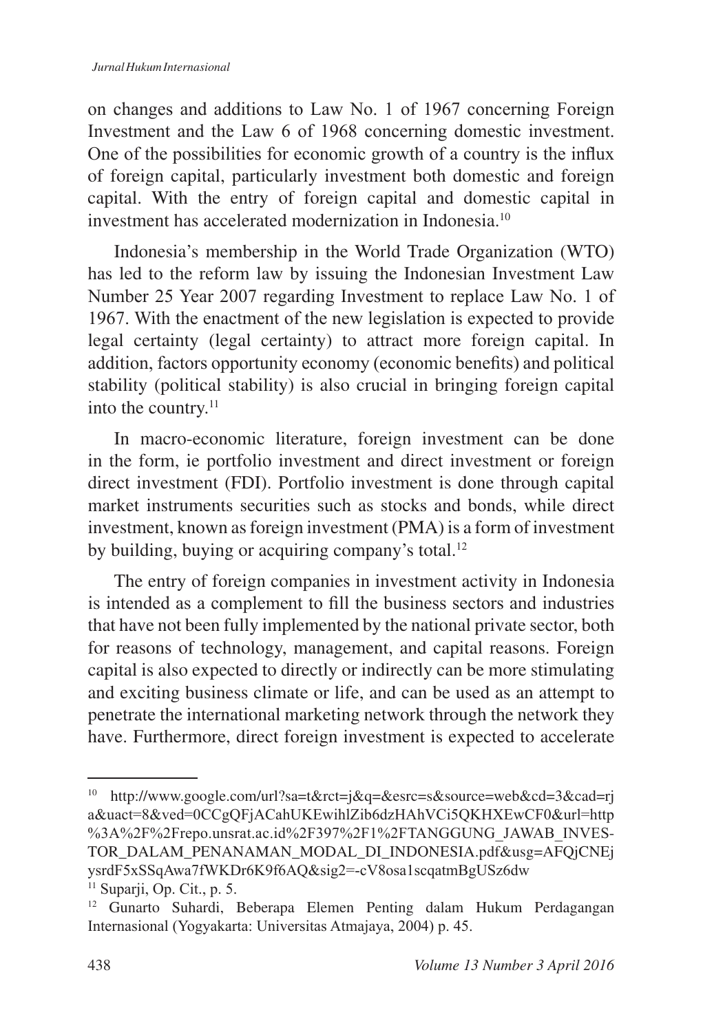on changes and additions to Law No. 1 of 1967 concerning Foreign Investment and the Law 6 of 1968 concerning domestic investment. One of the possibilities for economic growth of a country is the influx of foreign capital, particularly investment both domestic and foreign capital. With the entry of foreign capital and domestic capital in investment has accelerated modernization in Indonesia.[10]

Indonesia's membership in the World Trade Organization (WTO) has led to the reform law by issuing the Indonesian Investment Law Number 25 Year 2007 regarding Investment to replace Law No. 1 of 1967. With the enactment of the new legislation is expected to provide legal certainty (legal certainty) to attract more foreign capital. In addition, factors opportunity economy (economic benefits) and political stability (political stability) is also crucial in bringing foreign capital into the country.[11]

In macro-economic literature, foreign investment can be done in the form, ie portfolio investment and direct investment or foreign direct investment (FDI). Portfolio investment is done through capital market instruments securities such as stocks and bonds, while direct investment, known as foreign investment (PMA) is a form of investment by building, buying or acquiring company's total.[12]

The entry of foreign companies in investment activity in Indonesia is intended as a complement to fill the business sectors and industries that have not been fully implemented by the national private sector, both for reasons of technology, management, and capital reasons. Foreign capital is also expected to directly or indirectly can be more stimulating and exciting business climate or life, and can be used as an attempt to penetrate the international marketing network through the network they have. Furthermore, direct foreign investment is expected to accelerate

---

[10] http://www.google.com/url?sa=t&rct=j&q=&esrc=s&source=web&cd=3&cad=rja&uact=8&ved=0CCgQFjACahUKEwihlZib6dzHAhVCi5QKHXEwCF0&url=http%3A%2F%2Frepo.unsrat.ac.id%2F397%2F1%2FTANGGUNG_JAWAB_INVESTOR_DALAM_PENANAMAN_MODAL_DI_INDONESIA.pdf&usg=AFQjCNEjysrdF5xSSqAwa7fWKDr6K9f6AQ&sig2=-cV8osa1scqatmBgUSz6dw

[11] Suparji, Op. Cit., p. 5.

[12] Gunarto Suhardi, Beberapa Elemen Penting dalam Hukum Perdagangan Internasional (Yogyakarta: Universitas Atmajaya, 2004) p. 45.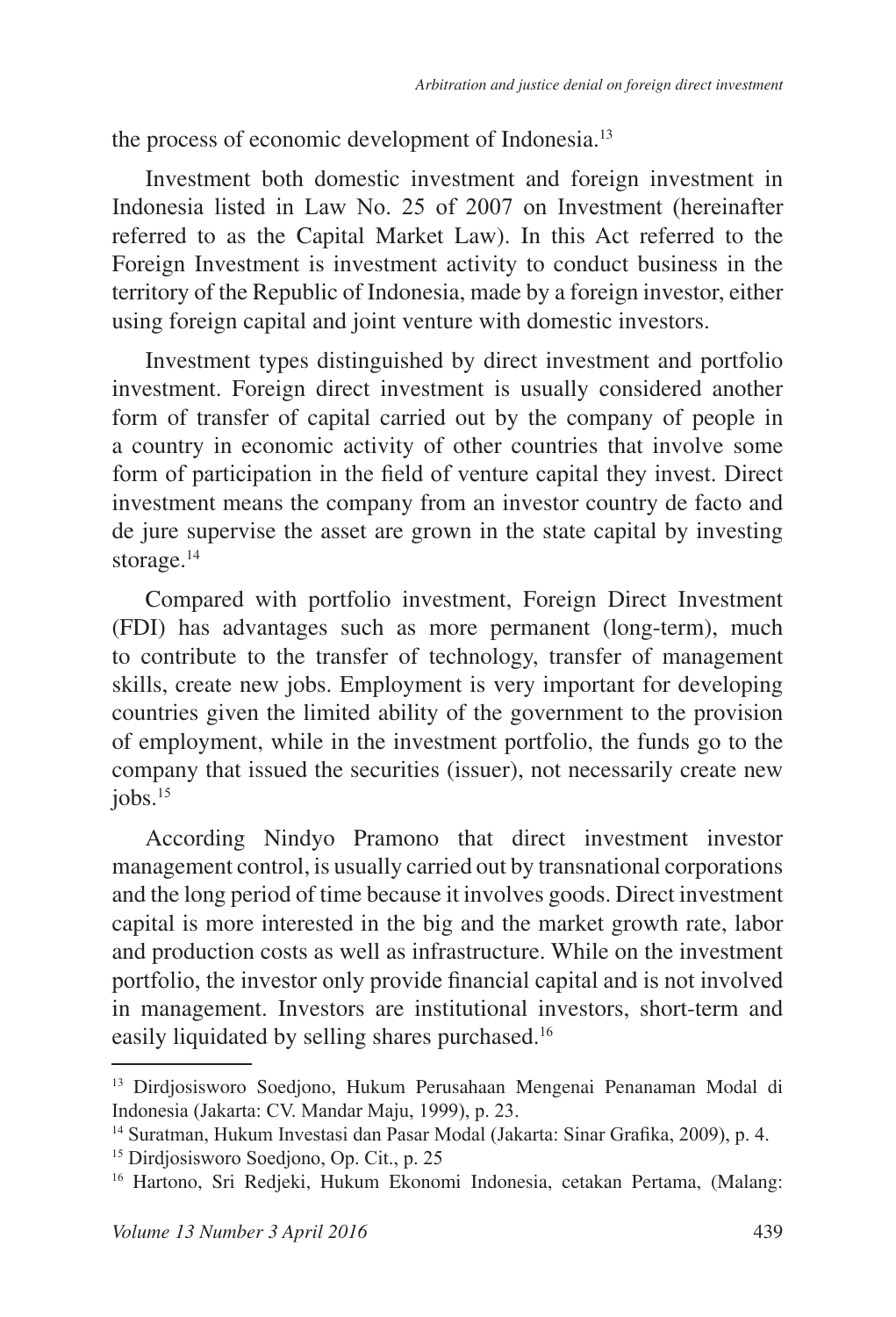the process of economic development of Indonesia.[13]

Investment both domestic investment and foreign investment in Indonesia listed in Law No. 25 of 2007 on Investment (hereinafter referred to as the Capital Market Law). In this Act referred to the Foreign Investment is investment activity to conduct business in the territory of the Republic of Indonesia, made by a foreign investor, either using foreign capital and joint venture with domestic investors.

Investment types distinguished by direct investment and portfolio investment. Foreign direct investment is usually considered another form of transfer of capital carried out by the company of people in a country in economic activity of other countries that involve some form of participation in the field of venture capital they invest. Direct investment means the company from an investor country de facto and de jure supervise the asset are grown in the state capital by investing storage.[14]

Compared with portfolio investment, Foreign Direct Investment (FDI) has advantages such as more permanent (long-term), much to contribute to the transfer of technology, transfer of management skills, create new jobs. Employment is very important for developing countries given the limited ability of the government to the provision of employment, while in the investment portfolio, the funds go to the company that issued the securities (issuer), not necessarily create new jobs.[15]

According Nindyo Pramono that direct investment investor management control, is usually carried out by transnational corporations and the long period of time because it involves goods. Direct investment capital is more interested in the big and the market growth rate, labor and production costs as well as infrastructure. While on the investment portfolio, the investor only provide financial capital and is not involved in management. Investors are institutional investors, short-term and easily liquidated by selling shares purchased.[16]

---

[13] Dirdjosisworo Soedjono, Hukum Perusahaan Mengenai Penanaman Modal di Indonesia (Jakarta: CV. Mandar Maju, 1999), p. 23.

[14] Suratman, Hukum Investasi dan Pasar Modal (Jakarta: Sinar Grafika, 2009), p. 4.

[15] Dirdjosisworo Soedjono, Op. Cit., p. 25

[16] Hartono, Sri Redjeki, Hukum Ekonomi Indonesia, cetakan Pertama, (Malang: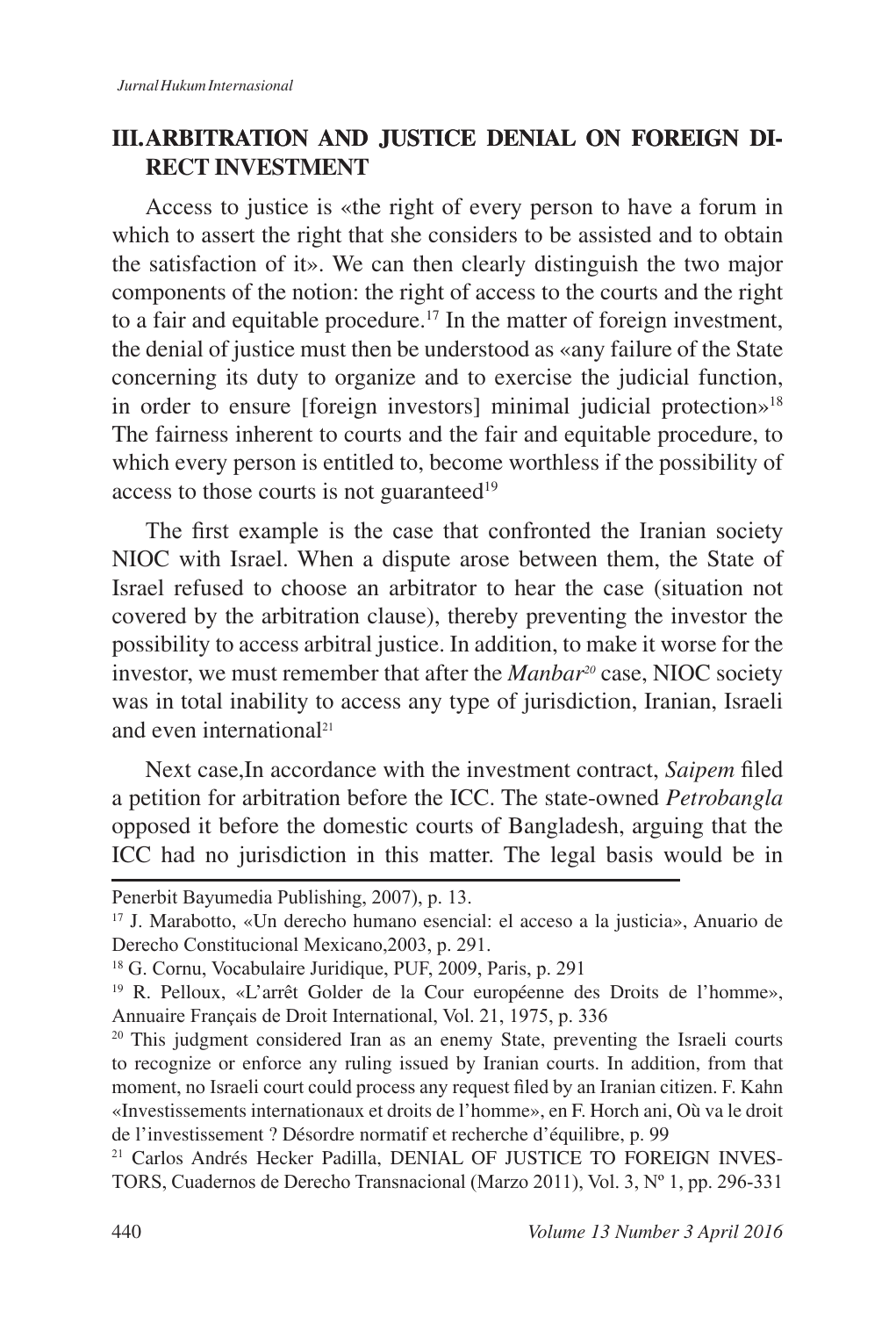## III. ARBITRATION AND JUSTICE DENIAL ON FOREIGN DIRECT INVESTMENT

Access to justice is «the right of every person to have a forum in which to assert the right that she considers to be assisted and to obtain the satisfaction of it». We can then clearly distinguish the two major components of the notion: the right of access to the courts and the right to a fair and equitable procedure.[17] In the matter of foreign investment, the denial of justice must then be understood as «any failure of the State concerning its duty to organize and to exercise the judicial function, in order to ensure [foreign investors] minimal judicial protection»[18] The fairness inherent to courts and the fair and equitable procedure, to which every person is entitled to, become worthless if the possibility of access to those courts is not guaranteed[19]

The first example is the case that confronted the Iranian society NIOC with Israel. When a dispute arose between them, the State of Israel refused to choose an arbitrator to hear the case (situation not covered by the arbitration clause), thereby preventing the investor the possibility to access arbitral justice. In addition, to make it worse for the investor, we must remember that after the *Manbar*[20] case, NIOC society was in total inability to access any type of jurisdiction, Iranian, Israeli and even international[21]

Next case,In accordance with the investment contract, *Saipem* filed a petition for arbitration before the ICC. The state-owned *Petrobangla* opposed it before the domestic courts of Bangladesh, arguing that the ICC had no jurisdiction in this matter. The legal basis would be in

---

Penerbit Bayumedia Publishing, 2007), p. 13.

[17] J. Marabotto, «Un derecho humano esencial: el acceso a la justicia», Anuario de Derecho Constitucional Mexicano,2003, p. 291.

[18] G. Cornu, Vocabulaire Juridique, PUF, 2009, Paris, p. 291

[19] R. Pelloux, «L'arrêt Golder de la Cour européenne des Droits de l'homme», Annuaire Français de Droit International, Vol. 21, 1975, p. 336

[20] This judgment considered Iran as an enemy State, preventing the Israeli courts to recognize or enforce any ruling issued by Iranian courts. In addition, from that moment, no Israeli court could process any request filed by an Iranian citizen. F. Kahn «Investissements internationaux et droits de l'homme», en F. Horch ani, Où va le droit de l'investissement ? Désordre normatif et recherche d'équilibre, p. 99

[21] Carlos Andrés Hecker Padilla, DENIAL OF JUSTICE TO FOREIGN INVESTORS, Cuadernos de Derecho Transnacional (Marzo 2011), Vol. 3, Nº 1, pp. 296-331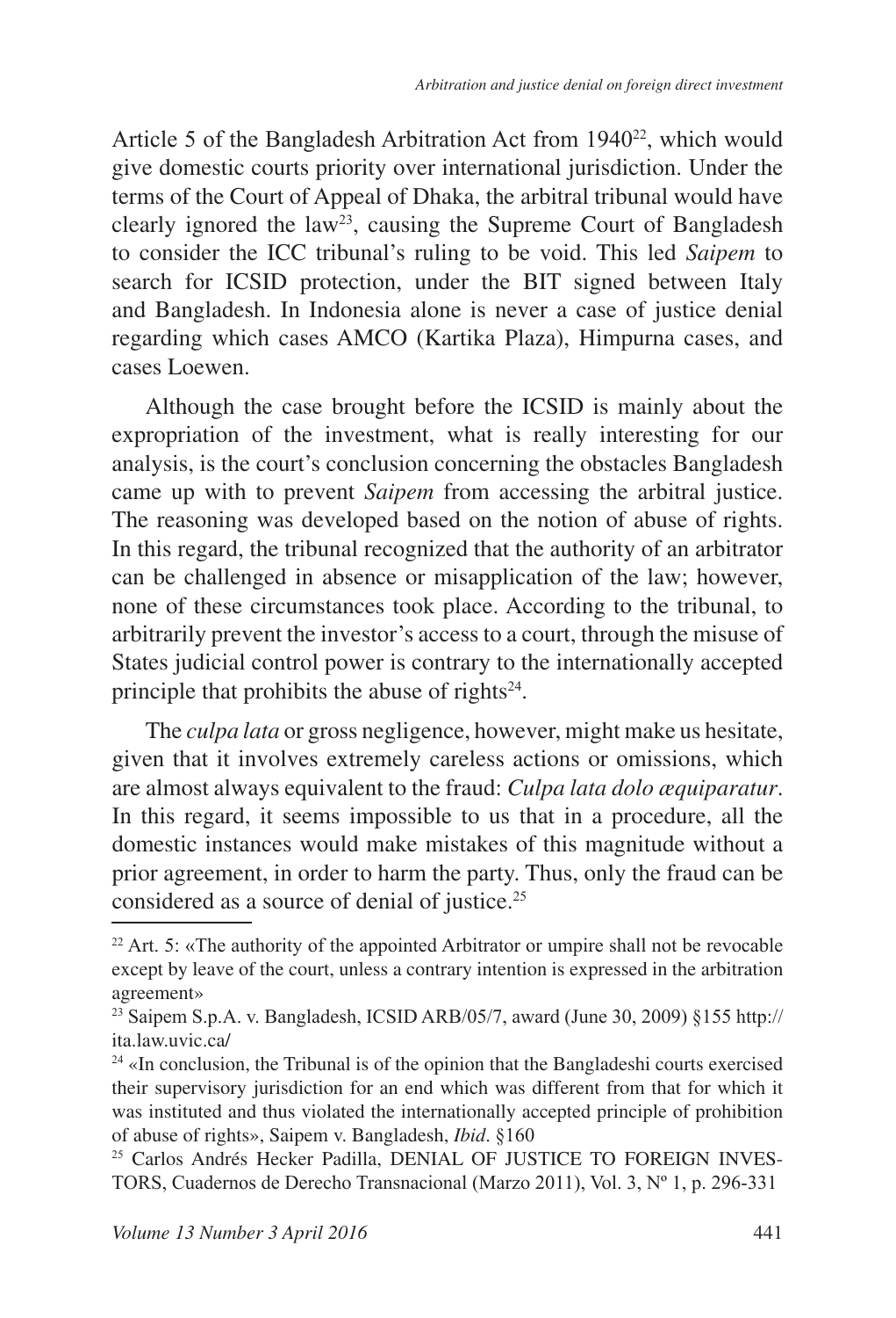Article 5 of the Bangladesh Arbitration Act from 1940[22], which would give domestic courts priority over international jurisdiction. Under the terms of the Court of Appeal of Dhaka, the arbitral tribunal would have clearly ignored the law[23], causing the Supreme Court of Bangladesh to consider the ICC tribunal's ruling to be void. This led *Saipem* to search for ICSID protection, under the BIT signed between Italy and Bangladesh. In Indonesia alone is never a case of justice denial regarding which cases AMCO (Kartika Plaza), Himpurna cases, and cases Loewen.

Although the case brought before the ICSID is mainly about the expropriation of the investment, what is really interesting for our analysis, is the court's conclusion concerning the obstacles Bangladesh came up with to prevent *Saipem* from accessing the arbitral justice. The reasoning was developed based on the notion of abuse of rights. In this regard, the tribunal recognized that the authority of an arbitrator can be challenged in absence or misapplication of the law; however, none of these circumstances took place. According to the tribunal, to arbitrarily prevent the investor's access to a court, through the misuse of States judicial control power is contrary to the internationally accepted principle that prohibits the abuse of rights[24].

The *culpa lata* or gross negligence, however, might make us hesitate, given that it involves extremely careless actions or omissions, which are almost always equivalent to the fraud: *Culpa lata dolo æquiparatur*. In this regard, it seems impossible to us that in a procedure, all the domestic instances would make mistakes of this magnitude without a prior agreement, in order to harm the party. Thus, only the fraud can be considered as a source of denial of justice.[25]

---

[22] Art. 5: «The authority of the appointed Arbitrator or umpire shall not be revocable except by leave of the court, unless a contrary intention is expressed in the arbitration agreement»

[23] Saipem S.p.A. v. Bangladesh, ICSID ARB/05/7, award (June 30, 2009) §155 http://ita.law.uvic.ca/

[24] «In conclusion, the Tribunal is of the opinion that the Bangladeshi courts exercised their supervisory jurisdiction for an end which was different from that for which it was instituted and thus violated the internationally accepted principle of prohibition of abuse of rights», Saipem v. Bangladesh, *Ibid*. §160

[25] Carlos Andrés Hecker Padilla, DENIAL OF JUSTICE TO FOREIGN INVESTORS, Cuadernos de Derecho Transnacional (Marzo 2011), Vol. 3, Nº 1, p. 296-331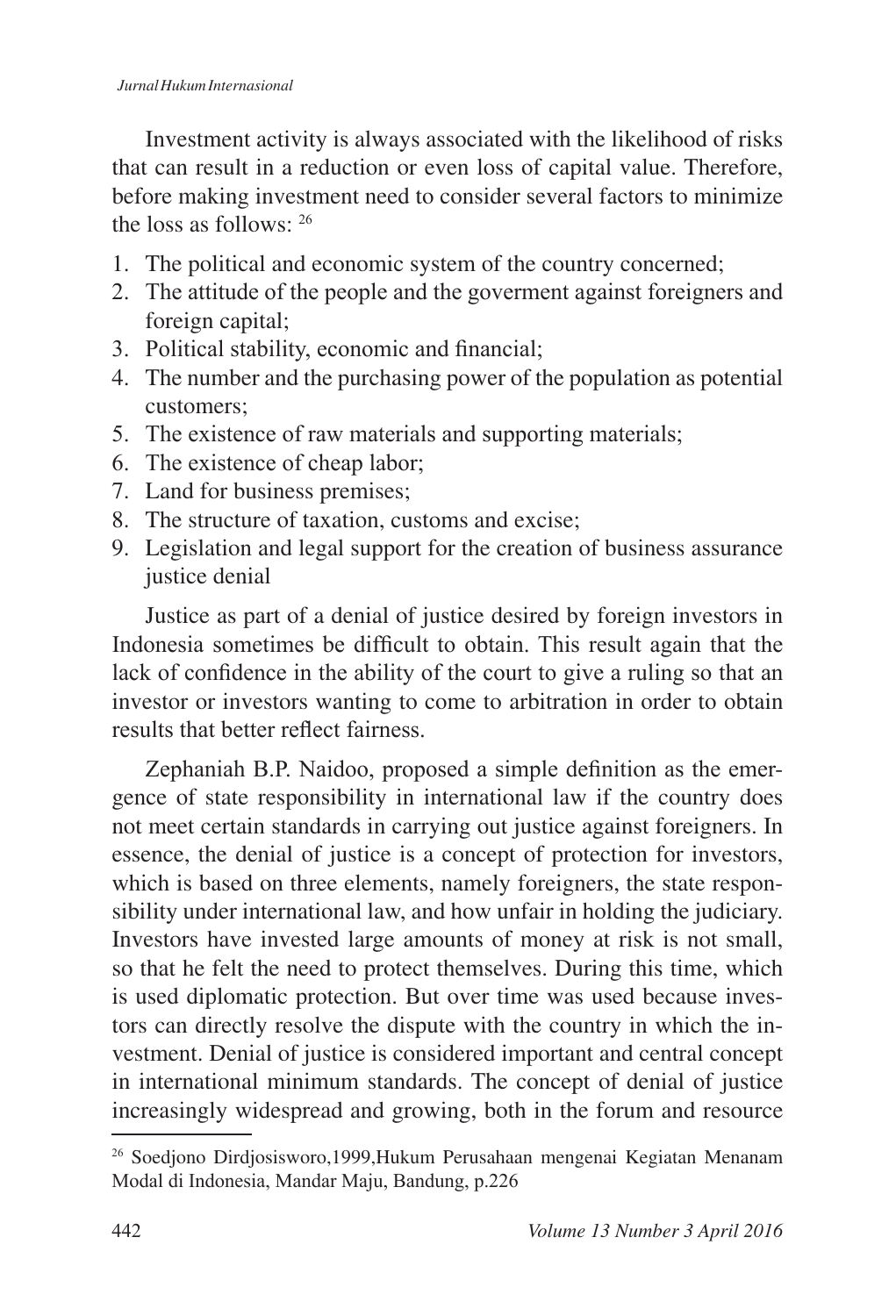Investment activity is always associated with the likelihood of risks that can result in a reduction or even loss of capital value. Therefore, before making investment need to consider several factors to minimize the loss as follows: [26]

1. The political and economic system of the country concerned;
2. The attitude of the people and the goverment against foreigners and foreign capital;
3. Political stability, economic and financial;
4. The number and the purchasing power of the population as potential customers;
5. The existence of raw materials and supporting materials;
6. The existence of cheap labor;
7. Land for business premises;
8. The structure of taxation, customs and excise;
9. Legislation and legal support for the creation of business assurance justice denial

Justice as part of a denial of justice desired by foreign investors in Indonesia sometimes be difficult to obtain. This result again that the lack of confidence in the ability of the court to give a ruling so that an investor or investors wanting to come to arbitration in order to obtain results that better reflect fairness.

Zephaniah B.P. Naidoo, proposed a simple definition as the emergence of state responsibility in international law if the country does not meet certain standards in carrying out justice against foreigners. In essence, the denial of justice is a concept of protection for investors, which is based on three elements, namely foreigners, the state responsibility under international law, and how unfair in holding the judiciary. Investors have invested large amounts of money at risk is not small, so that he felt the need to protect themselves. During this time, which is used diplomatic protection. But over time was used because investors can directly resolve the dispute with the country in which the investment. Denial of justice is considered important and central concept in international minimum standards. The concept of denial of justice increasingly widespread and growing, both in the forum and resource

[26] Soedjono Dirdjosisworo,1999,Hukum Perusahaan mengenai Kegiatan Menanam Modal di Indonesia, Mandar Maju, Bandung, p.226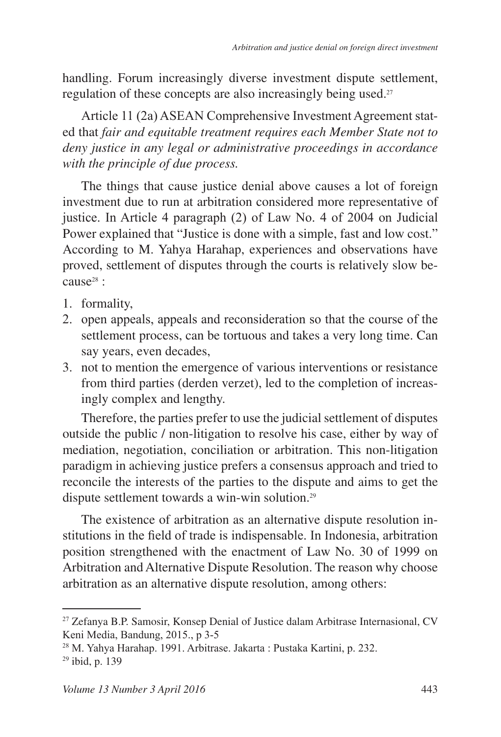handling. Forum increasingly diverse investment dispute settlement, regulation of these concepts are also increasingly being used.[27]

Article 11 (2a) ASEAN Comprehensive Investment Agreement stated that *fair and equitable treatment requires each Member State not to deny justice in any legal or administrative proceedings in accordance with the principle of due process.*

The things that cause justice denial above causes a lot of foreign investment due to run at arbitration considered more representative of justice. In Article 4 paragraph (2) of Law No. 4 of 2004 on Judicial Power explained that "Justice is done with a simple, fast and low cost." According to M. Yahya Harahap, experiences and observations have proved, settlement of disputes through the courts is relatively slow because[28] :

1. formality,
2. open appeals, appeals and reconsideration so that the course of the settlement process, can be tortuous and takes a very long time. Can say years, even decades,
3. not to mention the emergence of various interventions or resistance from third parties (derden verzet), led to the completion of increasingly complex and lengthy.

Therefore, the parties prefer to use the judicial settlement of disputes outside the public / non-litigation to resolve his case, either by way of mediation, negotiation, conciliation or arbitration. This non-litigation paradigm in achieving justice prefers a consensus approach and tried to reconcile the interests of the parties to the dispute and aims to get the dispute settlement towards a win-win solution.[29]

The existence of arbitration as an alternative dispute resolution institutions in the field of trade is indispensable. In Indonesia, arbitration position strengthened with the enactment of Law No. 30 of 1999 on Arbitration and Alternative Dispute Resolution. The reason why choose arbitration as an alternative dispute resolution, among others:

---

[27] Zefanya B.P. Samosir, Konsep Denial of Justice dalam Arbitrase Internasional, CV Keni Media, Bandung, 2015., p 3-5

[28] M. Yahya Harahap. 1991. Arbitrase. Jakarta : Pustaka Kartini, p. 232.

[29] ibid, p. 139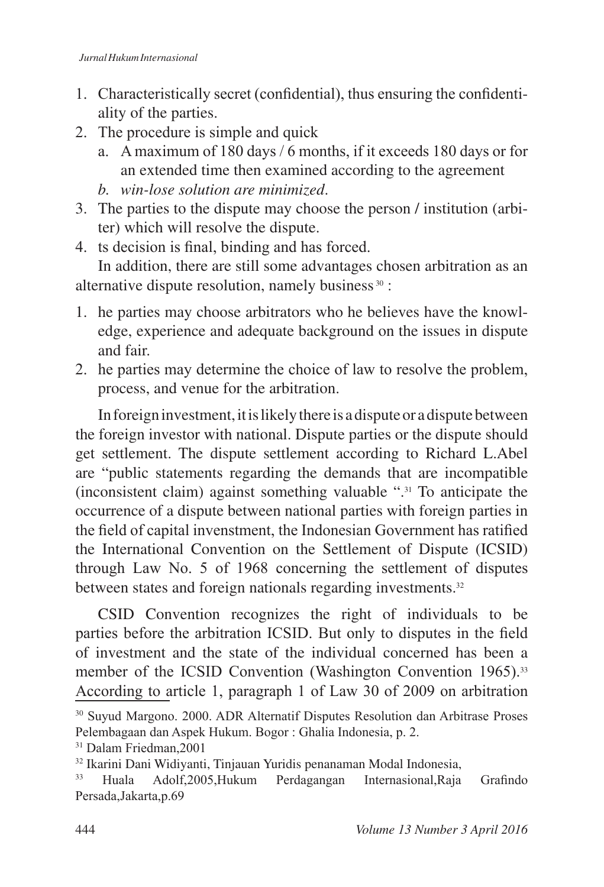1. Characteristically secret (confidential), thus ensuring the confidentiality of the parties.
2. The procedure is simple and quick
   a. A maximum of 180 days / 6 months, if it exceeds 180 days or for an extended time then examined according to the agreement
   *b. win-lose solution are minimized*.
3. The parties to the dispute may choose the person / institution (arbiter) which will resolve the dispute.
4. ts decision is final, binding and has forced.

In addition, there are still some advantages chosen arbitration as an alternative dispute resolution, namely business [30] :

1. he parties may choose arbitrators who he believes have the knowledge, experience and adequate background on the issues in dispute and fair.
2. he parties may determine the choice of law to resolve the problem, process, and venue for the arbitration.

In foreign investment, it is likely there is a dispute or a dispute between the foreign investor with national. Dispute parties or the dispute should get settlement. The dispute settlement according to Richard L.Abel are "public statements regarding the demands that are incompatible (inconsistent claim) against something valuable ".[31] To anticipate the occurrence of a dispute between national parties with foreign parties in the field of capital invenstment, the Indonesian Government has ratified the International Convention on the Settlement of Dispute (ICSID) through Law No. 5 of 1968 concerning the settlement of disputes between states and foreign nationals regarding investments.[32]

CSID Convention recognizes the right of individuals to be parties before the arbitration ICSID. But only to disputes in the field of investment and the state of the individual concerned has been a member of the ICSID Convention (Washington Convention 1965).[33] According to article 1, paragraph 1 of Law 30 of 2009 on arbitration

[30] Suyud Margono. 2000. ADR Alternatif Disputes Resolution dan Arbitrase Proses Pelembagaan dan Aspek Hukum. Bogor : Ghalia Indonesia, p. 2.

[31] Dalam Friedman,2001

[32] Ikarini Dani Widiyanti, Tinjauan Yuridis penanaman Modal Indonesia,

[33] Huala Adolf,2005,Hukum Perdagangan Internasional,Raja Grafindo Persada,Jakarta,p.69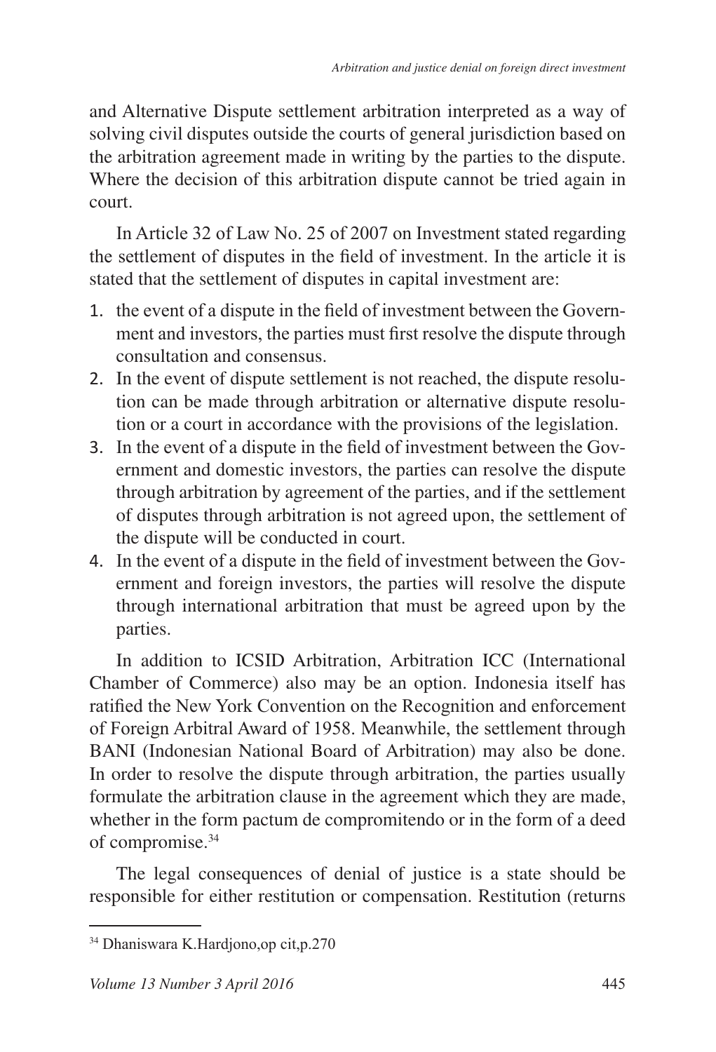and Alternative Dispute settlement arbitration interpreted as a way of solving civil disputes outside the courts of general jurisdiction based on the arbitration agreement made in writing by the parties to the dispute. Where the decision of this arbitration dispute cannot be tried again in court.

In Article 32 of Law No. 25 of 2007 on Investment stated regarding the settlement of disputes in the field of investment. In the article it is stated that the settlement of disputes in capital investment are:

1. the event of a dispute in the field of investment between the Government and investors, the parties must first resolve the dispute through consultation and consensus.
2. In the event of dispute settlement is not reached, the dispute resolution can be made through arbitration or alternative dispute resolution or a court in accordance with the provisions of the legislation.
3. In the event of a dispute in the field of investment between the Government and domestic investors, the parties can resolve the dispute through arbitration by agreement of the parties, and if the settlement of disputes through arbitration is not agreed upon, the settlement of the dispute will be conducted in court.
4. In the event of a dispute in the field of investment between the Government and foreign investors, the parties will resolve the dispute through international arbitration that must be agreed upon by the parties.

In addition to ICSID Arbitration, Arbitration ICC (International Chamber of Commerce) also may be an option. Indonesia itself has ratified the New York Convention on the Recognition and enforcement of Foreign Arbitral Award of 1958. Meanwhile, the settlement through BANI (Indonesian National Board of Arbitration) may also be done. In order to resolve the dispute through arbitration, the parties usually formulate the arbitration clause in the agreement which they are made, whether in the form pactum de compromitendo or in the form of a deed of compromise.[34]

The legal consequences of denial of justice is a state should be responsible for either restitution or compensation. Restitution (returns

---

[34] Dhaniswara K.Hardjono,op cit,p.270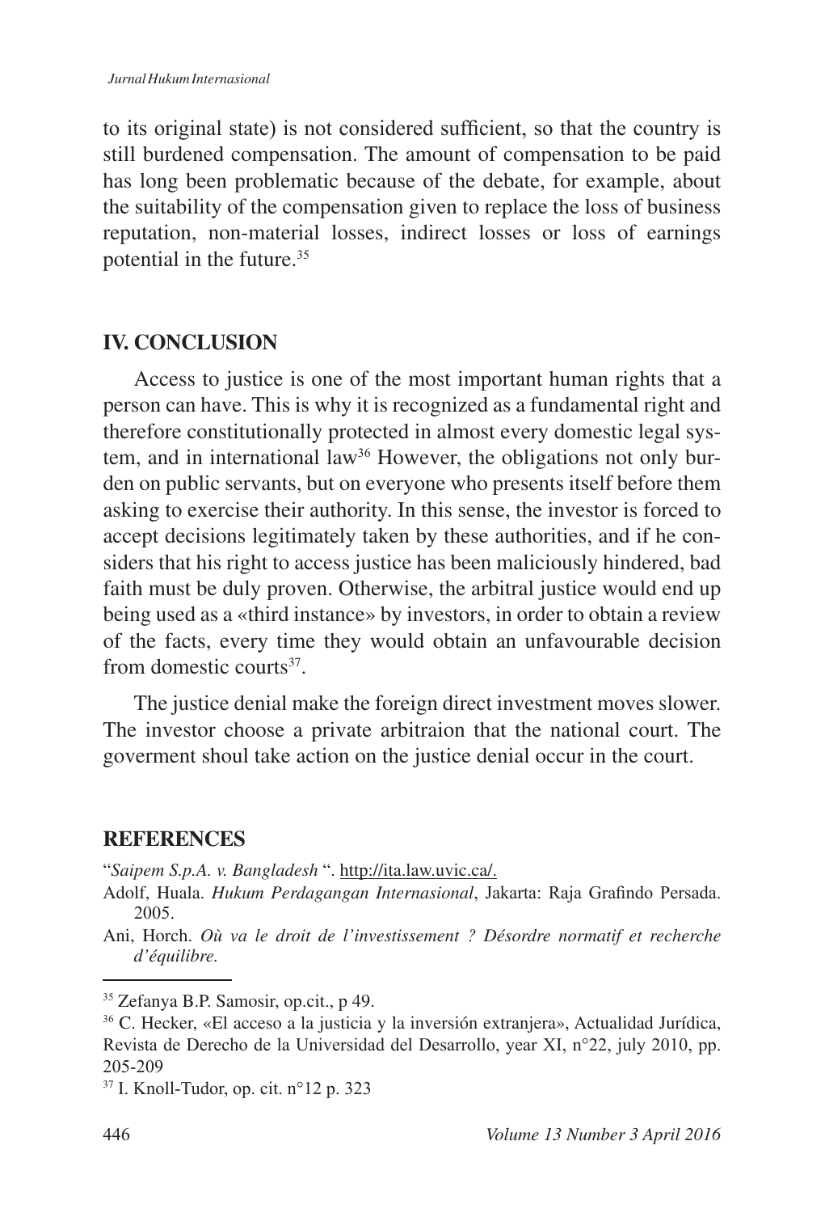to its original state) is not considered sufficient, so that the country is still burdened compensation. The amount of compensation to be paid has long been problematic because of the debate, for example, about the suitability of the compensation given to replace the loss of business reputation, non-material losses, indirect losses or loss of earnings potential in the future.[35]

## IV. CONCLUSION

Access to justice is one of the most important human rights that a person can have. This is why it is recognized as a fundamental right and therefore constitutionally protected in almost every domestic legal system, and in international law[36] However, the obligations not only burden on public servants, but on everyone who presents itself before them asking to exercise their authority. In this sense, the investor is forced to accept decisions legitimately taken by these authorities, and if he considers that his right to access justice has been maliciously hindered, bad faith must be duly proven. Otherwise, the arbitral justice would end up being used as a «third instance» by investors, in order to obtain a review of the facts, every time they would obtain an unfavourable decision from domestic courts[37].

The justice denial make the foreign direct investment moves slower. The investor choose a private arbitraion that the national court. The goverment shoul take action on the justice denial occur in the court.

## REFERENCES

"*Saipem S.p.A. v. Bangladesh* ". http://ita.law.uvic.ca/.

Adolf, Huala. *Hukum Perdagangan Internasional*, Jakarta: Raja Grafindo Persada. 2005.

Ani, Horch. *Où va le droit de l'investissement ? Désordre normatif et recherche d'équilibre.*

---

[35] Zefanya B.P. Samosir, op.cit., p 49.

[36] C. Hecker, «El acceso a la justicia y la inversión extranjera», Actualidad Jurídica, Revista de Derecho de la Universidad del Desarrollo, year XI, n°22, july 2010, pp. 205-209

[37] I. Knoll-Tudor, op. cit. n°12 p. 323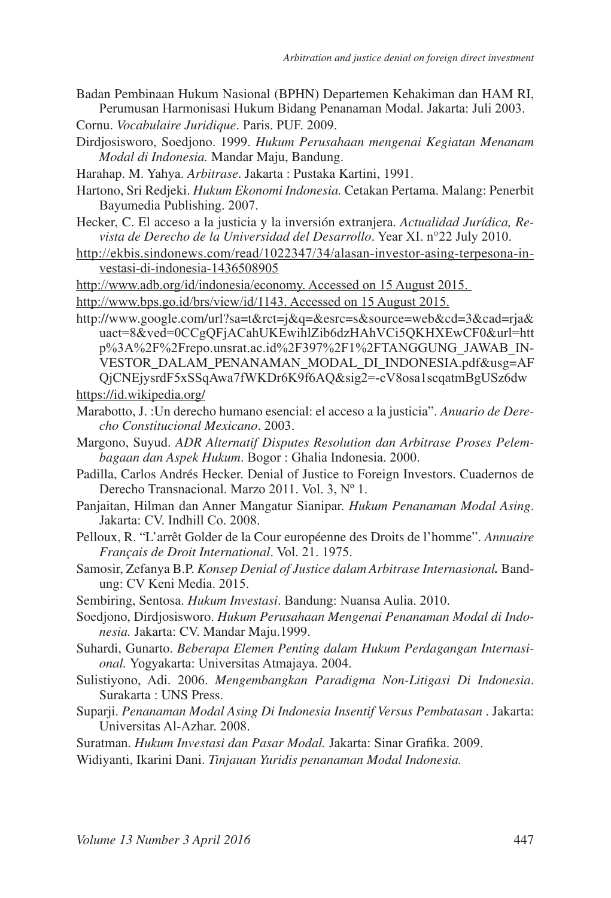Badan Pembinaan Hukum Nasional (BPHN) Departemen Kehakiman dan HAM RI, Perumusan Harmonisasi Hukum Bidang Penanaman Modal. Jakarta: Juli 2003.

Cornu. *Vocabulaire Juridique*. Paris. PUF. 2009.

Dirdjosisworo, Soedjono. 1999. *Hukum Perusahaan mengenai Kegiatan Menanam Modal di Indonesia.* Mandar Maju, Bandung.

Harahap. M. Yahya. *Arbitrase*. Jakarta : Pustaka Kartini, 1991.

Hartono, Sri Redjeki. *Hukum Ekonomi Indonesia.* Cetakan Pertama. Malang: Penerbit Bayumedia Publishing. 2007.

Hecker, C. El acceso a la justicia y la inversión extranjera. *Actualidad Jurídica, Revista de Derecho de la Universidad del Desarrollo*. Year XI. n°22 July 2010.

http://ekbis.sindonews.com/read/1022347/34/alasan-investor-asing-terpesona-investasi-di-indonesia-1436508905

http://www.adb.org/id/indonesia/economy. Accessed on 15 August 2015.

http://www.bps.go.id/brs/view/id/1143. Accessed on 15 August 2015.

http://www.google.com/url?sa=t&rct=j&q=&esrc=s&source=web&cd=3&cad=rja&uact=8&ved=0CCgQFjACahUKEwihlZib6dzHAhVCi5QKHXEwCF0&url=http%3A%2F%2Frepo.unsrat.ac.id%2F397%2F1%2FTANGGUNG_JAWAB_INVESTOR_DALAM_PENANAMAN_MODAL_DI_INDONESIA.pdf&usg=AFQjCNEjysrdF5xSSqAwa7fWKDr6K9f6AQ&sig2=-cV8osa1scqatmBgUSz6dw

https://id.wikipedia.org/

Marabotto, J. :Un derecho humano esencial: el acceso a la justicia". *Anuario de Derecho Constitucional Mexicano*. 2003.

Margono, Suyud. *ADR Alternatif Disputes Resolution dan Arbitrase Proses Pelembagaan dan Aspek Hukum*. Bogor : Ghalia Indonesia. 2000.

Padilla, Carlos Andrés Hecker. Denial of Justice to Foreign Investors. Cuadernos de Derecho Transnacional. Marzo 2011. Vol. 3, Nº 1.

Panjaitan, Hilman dan Anner Mangatur Sianipar. *Hukum Penanaman Modal Asing*. Jakarta: CV. Indhill Co. 2008.

Pelloux, R. "L'arrêt Golder de la Cour européenne des Droits de l'homme". *Annuaire Français de Droit International*. Vol. 21. 1975.

Samosir, Zefanya B.P. *Konsep Denial of Justice dalam Arbitrase Internasional.* Bandung: CV Keni Media. 2015.

Sembiring, Sentosa. *Hukum Investasi*. Bandung: Nuansa Aulia. 2010.

Soedjono, Dirdjosisworo. *Hukum Perusahaan Mengenai Penanaman Modal di Indonesia.* Jakarta: CV. Mandar Maju.1999.

Suhardi, Gunarto. *Beberapa Elemen Penting dalam Hukum Perdagangan Internasional.* Yogyakarta: Universitas Atmajaya. 2004.

Sulistiyono, Adi. 2006. *Mengembangkan Paradigma Non-Litigasi Di Indonesia*. Surakarta : UNS Press.

Suparji. *Penanaman Modal Asing Di Indonesia Insentif Versus Pembatasan* . Jakarta: Universitas Al-Azhar. 2008.

Suratman. *Hukum Investasi dan Pasar Modal.* Jakarta: Sinar Grafika. 2009.

Widiyanti, Ikarini Dani. *Tinjauan Yuridis penanaman Modal Indonesia.*